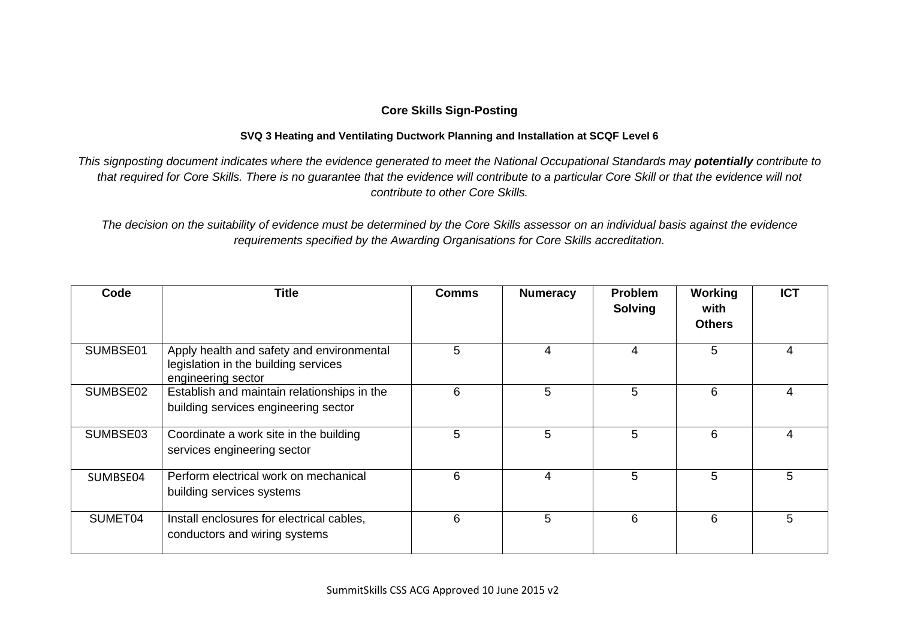**Core Skills Sign-Posting**

**SVQ 3 Heating and Ventilating Ductwork Planning and Installation at SCQF Level 6**

*This signposting document indicates where the evidence generated to meet the National Occupational Standards may* ***potentially*** *contribute to that required for Core Skills. There is no guarantee that the evidence will contribute to a particular Core Skill or that the evidence will not contribute to other Core Skills.*

*The decision on the suitability of evidence must be determined by the Core Skills assessor on an individual basis against the evidence requirements specified by the Awarding Organisations for Core Skills accreditation.*

| Code | Title | Comms | Numeracy | Problem Solving | Working with Others | ICT |
|---|---|---|---|---|---|---|
| SUMBSE01 | Apply health and safety and environmental legislation in the building services engineering sector | 5 | 4 | 4 | 5 | 4 |
| SUMBSE02 | Establish and maintain relationships in the building services engineering sector | 6 | 5 | 5 | 6 | 4 |
| SUMBSE03 | Coordinate a work site in the building services engineering sector | 5 | 5 | 5 | 6 | 4 |
| SUMBSE04 | Perform electrical work on mechanical building services systems | 6 | 4 | 5 | 5 | 5 |
| SUMET04 | Install enclosures for electrical cables, conductors and wiring systems | 6 | 5 | 6 | 6 | 5 |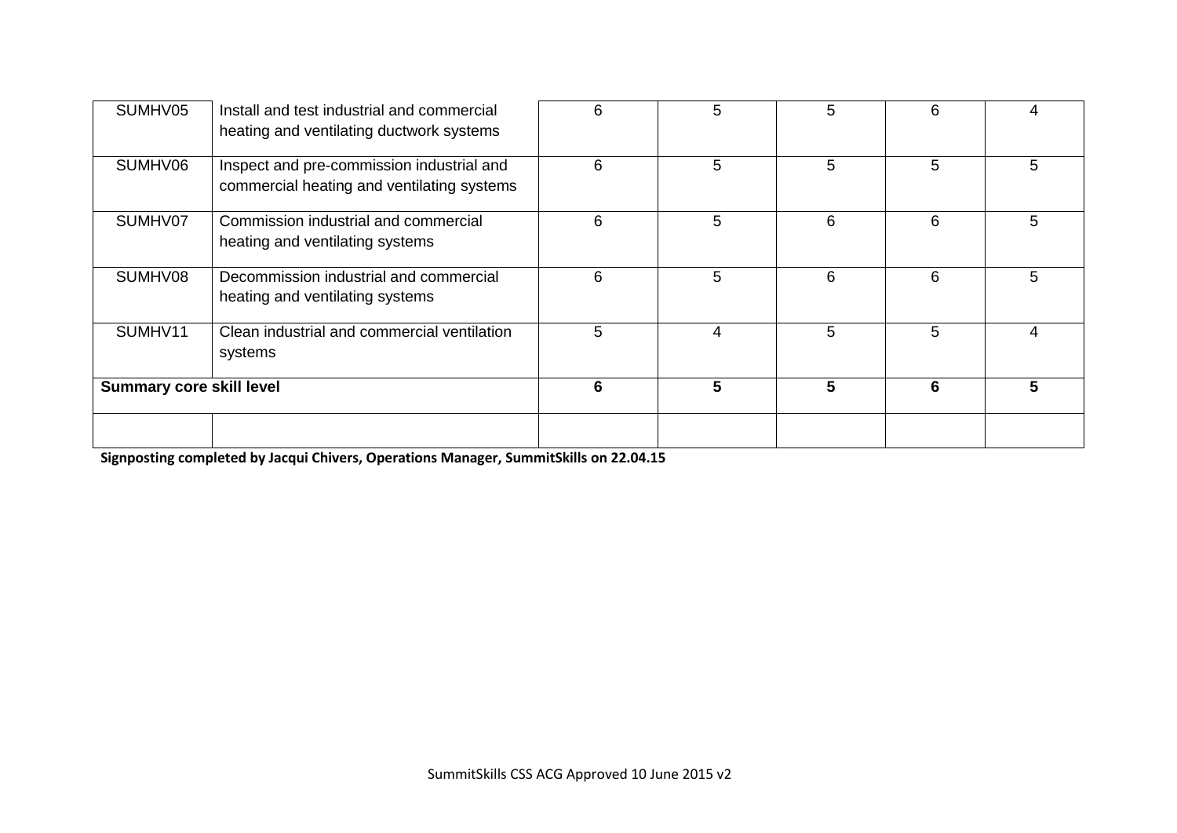| | | | | | | |
|---|---|---|---|---|---|---|
| SUMHV05 | Install and test industrial and commercial heating and ventilating ductwork systems | 6 | 5 | 5 | 6 | 4 |
| SUMHV06 | Inspect and pre-commission industrial and commercial heating and ventilating systems | 6 | 5 | 5 | 5 | 5 |
| SUMHV07 | Commission industrial and commercial heating and ventilating systems | 6 | 5 | 6 | 6 | 5 |
| SUMHV08 | Decommission industrial and commercial heating and ventilating systems | 6 | 5 | 6 | 6 | 5 |
| SUMHV11 | Clean industrial and commercial ventilation systems | 5 | 4 | 5 | 5 | 4 |
| **Summary core skill level** | | **6** | **5** | **5** | **6** | **5** |
| | | | | | | |

**Signposting completed by Jacqui Chivers, Operations Manager, SummitSkills on 22.04.15**